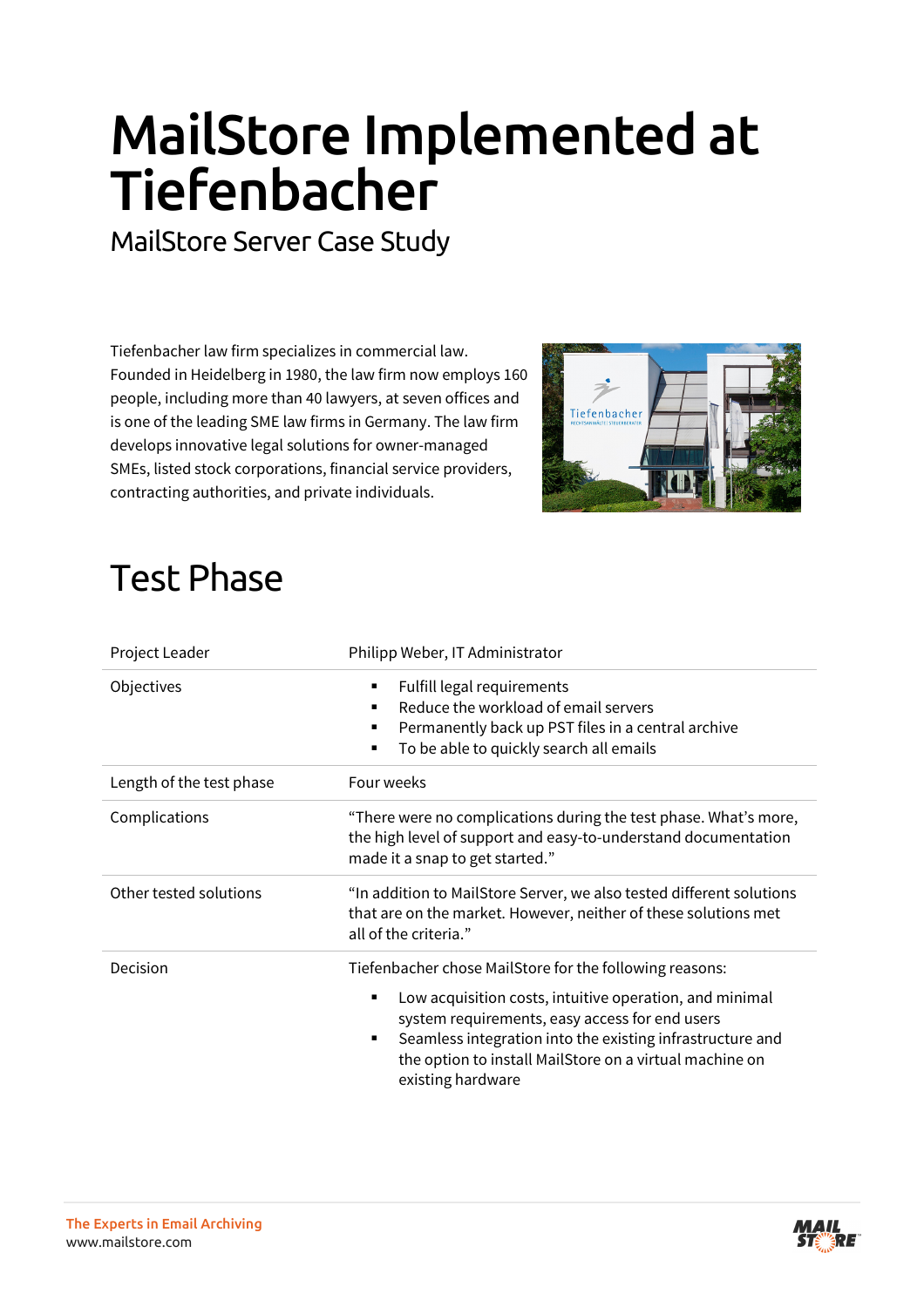# MailStore Implemented at Tiefenbacher

MailStore Server Case Study

Tiefenbacher law firm specializes in commercial law. Founded in Heidelberg in 1980, the law firm now employs 160 people, including more than 40 lawyers, at seven offices and is one of the leading SME law firms in Germany. The law firm develops innovative legal solutions for owner-managed SMEs, listed stock corporations, financial service providers, contracting authorities, and private individuals.

## Test Phase

| | |
|---|---|
| Project Leader | Philipp Weber, IT Administrator |
| Objectives | ▪ Fulfill legal requirements<br>▪ Reduce the workload of email servers<br>▪ Permanently back up PST files in a central archive<br>▪ To be able to quickly search all emails |
| Length of the test phase | Four weeks |
| Complications | "There were no complications during the test phase. What's more, the high level of support and easy-to-understand documentation made it a snap to get started." |
| Other tested solutions | "In addition to MailStore Server, we also tested different solutions that are on the market. However, neither of these solutions met all of the criteria." |
| Decision | Tiefenbacher chose MailStore for the following reasons:<br>▪ Low acquisition costs, intuitive operation, and minimal system requirements, easy access for end users<br>▪ Seamless integration into the existing infrastructure and the option to install MailStore on a virtual machine on existing hardware |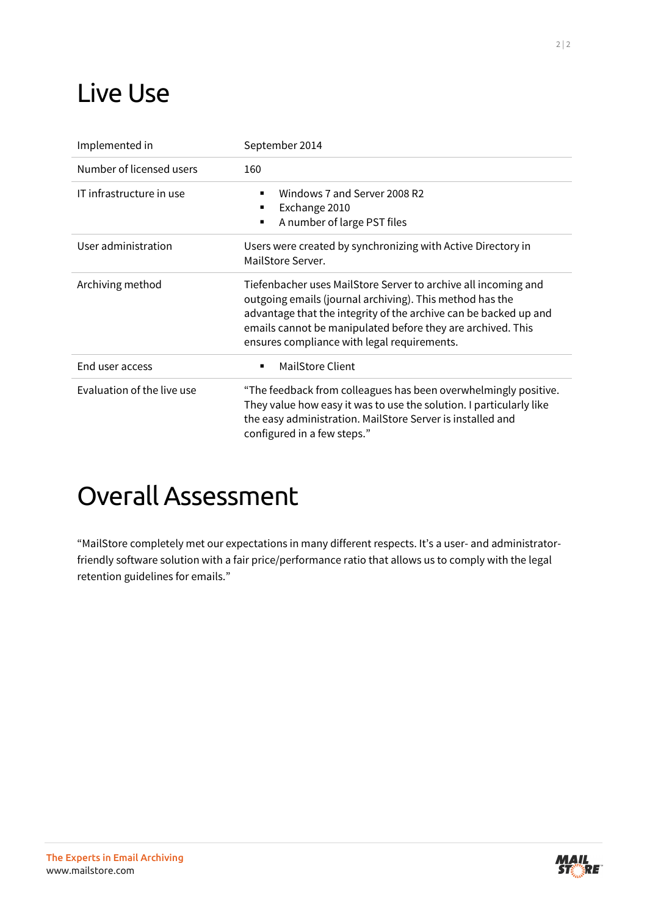# Live Use

| | |
|---|---|
| Implemented in | September 2014 |
| Number of licensed users | 160 |
| IT infrastructure in use | ▪ Windows 7 and Server 2008 R2<br>▪ Exchange 2010<br>▪ A number of large PST files |
| User administration | Users were created by synchronizing with Active Directory in MailStore Server. |
| Archiving method | Tiefenbacher uses MailStore Server to archive all incoming and outgoing emails (journal archiving). This method has the advantage that the integrity of the archive can be backed up and emails cannot be manipulated before they are archived. This ensures compliance with legal requirements. |
| End user access | ▪ MailStore Client |
| Evaluation of the live use | "The feedback from colleagues has been overwhelmingly positive. They value how easy it was to use the solution. I particularly like the easy administration. MailStore Server is installed and configured in a few steps." |

# Overall Assessment

"MailStore completely met our expectations in many different respects. It's a user- and administrator-friendly software solution with a fair price/performance ratio that allows us to comply with the legal retention guidelines for emails."

The Experts in Email Archiving
www.mailstore.com